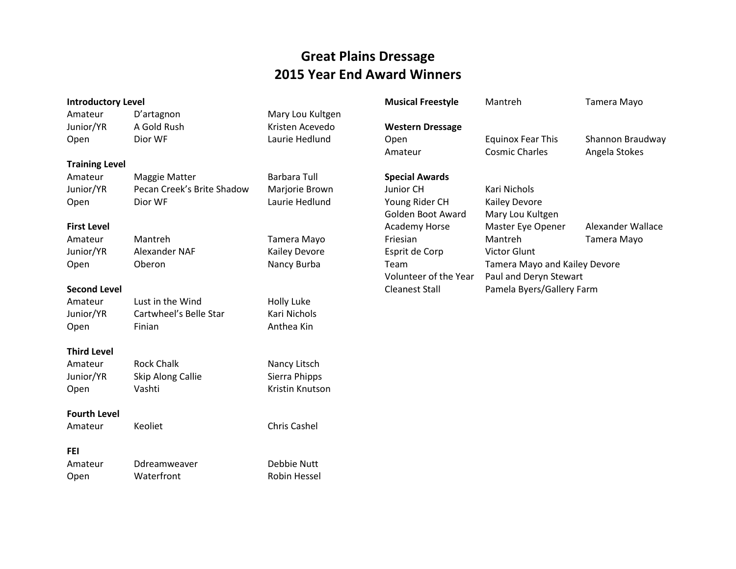# Great Plains Dressage
# 2015 Year End Award Winners

**Introductory Level**

| | | |
|---|---|---|
| Amateur | D'artagnon | Mary Lou Kultgen |
| Junior/YR | A Gold Rush | Kristen Acevedo |
| Open | Dior WF | Laurie Hedlund |

**Training Level**

| | | |
|---|---|---|
| Amateur | Maggie Matter | Barbara Tull |
| Junior/YR | Pecan Creek's Brite Shadow | Marjorie Brown |
| Open | Dior WF | Laurie Hedlund |

**First Level**

| | | |
|---|---|---|
| Amateur | Mantreh | Tamera Mayo |
| Junior/YR | Alexander NAF | Kailey Devore |
| Open | Oberon | Nancy Burba |

**Second Level**

| | | |
|---|---|---|
| Amateur | Lust in the Wind | Holly Luke |
| Junior/YR | Cartwheel's Belle Star | Kari Nichols |
| Open | Finian | Anthea Kin |

**Third Level**

| | | |
|---|---|---|
| Amateur | Rock Chalk | Nancy Litsch |
| Junior/YR | Skip Along Callie | Sierra Phipps |
| Open | Vashti | Kristin Knutson |

**Fourth Level**

| | | |
|---|---|---|
| Amateur | Keoliet | Chris Cashel |

**FEI**

| | | |
|---|---|---|
| Amateur | Ddreamweaver | Debbie Nutt |
| Open | Waterfront | Robin Hessel |

**Musical Freestyle** Mantreh Tamera Mayo

**Western Dressage**

| | | |
|---|---|---|
| Open | Equinox Fear This | Shannon Braudway |
| Amateur | Cosmic Charles | Angela Stokes |

**Special Awards**

| | | |
|---|---|---|
| Junior CH | Kari Nichols | |
| Young Rider CH | Kailey Devore | |
| Golden Boot Award | Mary Lou Kultgen | |
| Academy Horse | Master Eye Opener | Alexander Wallace |
| Friesian | Mantreh | Tamera Mayo |
| Esprit de Corp | Victor Glunt | |
| Team | Tamera Mayo and Kailey Devore | |
| Volunteer of the Year | Paul and Deryn Stewart | |
| Cleanest Stall | Pamela Byers/Gallery Farm | |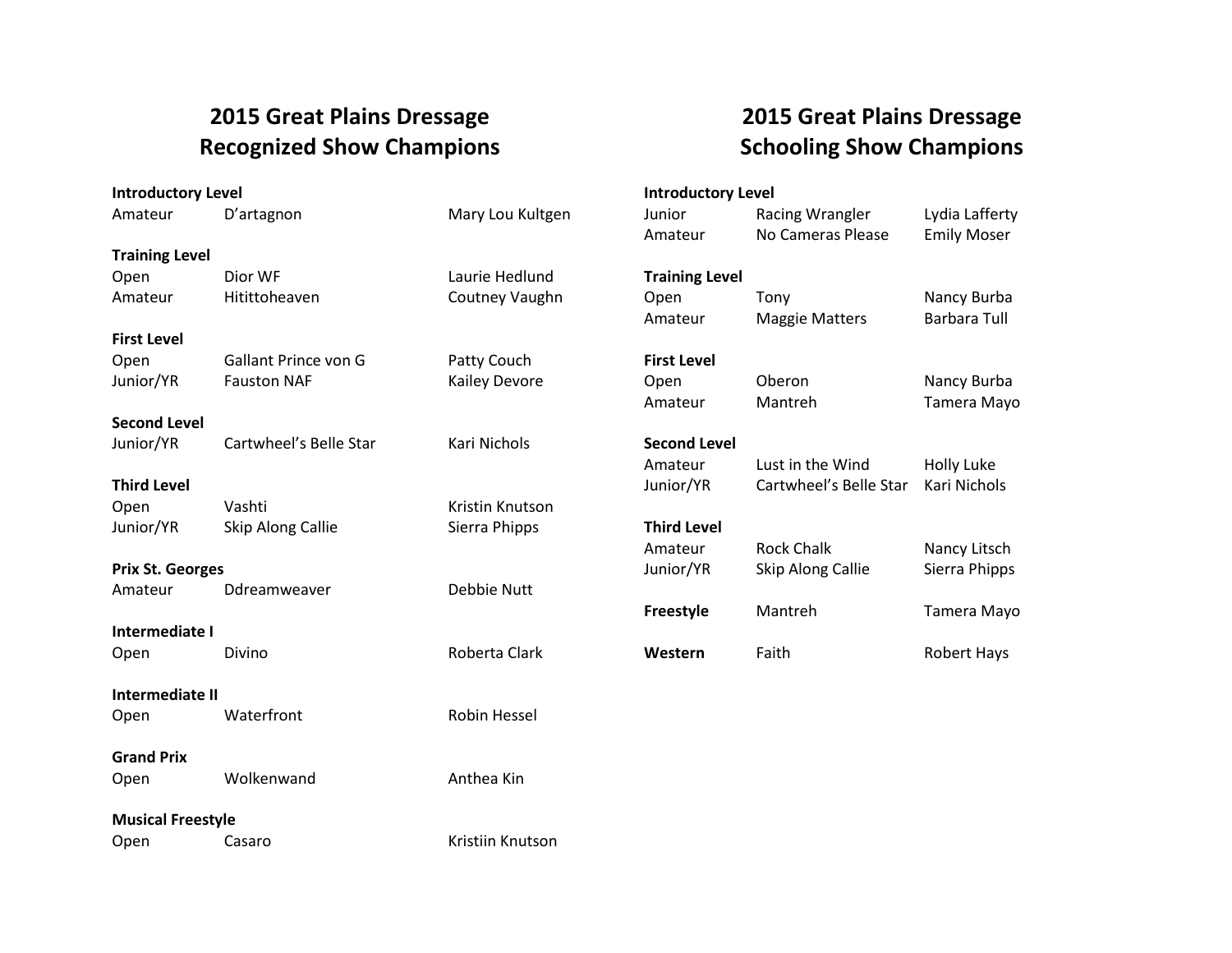## 2015 Great Plains Dressage Recognized Show Champions

**Introductory Level**

| | | |
|---|---|---|
| Amateur | D'artagnon | Mary Lou Kultgen |

**Training Level**

| | | |
|---|---|---|
| Open | Dior WF | Laurie Hedlund |
| Amateur | Hitittoheaven | Coutney Vaughn |

**First Level**

| | | |
|---|---|---|
| Open | Gallant Prince von G | Patty Couch |
| Junior/YR | Fauston NAF | Kailey Devore |

**Second Level**

| | | |
|---|---|---|
| Junior/YR | Cartwheel's Belle Star | Kari Nichols |

**Third Level**

| | | |
|---|---|---|
| Open | Vashti | Kristin Knutson |
| Junior/YR | Skip Along Callie | Sierra Phipps |

**Prix St. Georges**

| | | |
|---|---|---|
| Amateur | Ddreamweaver | Debbie Nutt |

**Intermediate I**

| | | |
|---|---|---|
| Open | Divino | Roberta Clark |

**Intermediate II**

| | | |
|---|---|---|
| Open | Waterfront | Robin Hessel |

**Grand Prix**

| | | |
|---|---|---|
| Open | Wolkenwand | Anthea Kin |

**Musical Freestyle**

| | | |
|---|---|---|
| Open | Casaro | Kristiin Knutson |

## 2015 Great Plains Dressage Schooling Show Champions

**Introductory Level**

| | | |
|---|---|---|
| Junior | Racing Wrangler | Lydia Lafferty |
| Amateur | No Cameras Please | Emily Moser |

**Training Level**

| | | |
|---|---|---|
| Open | Tony | Nancy Burba |
| Amateur | Maggie Matters | Barbara Tull |

**First Level**

| | | |
|---|---|---|
| Open | Oberon | Nancy Burba |
| Amateur | Mantreh | Tamera Mayo |

**Second Level**

| | | |
|---|---|---|
| Amateur | Lust in the Wind | Holly Luke |
| Junior/YR | Cartwheel's Belle Star | Kari Nichols |

**Third Level**

| | | |
|---|---|---|
| Amateur | Rock Chalk | Nancy Litsch |
| Junior/YR | Skip Along Callie | Sierra Phipps |

| | | |
|---|---|---|
| **Freestyle** | Mantreh | Tamera Mayo |
| **Western** | Faith | Robert Hays |